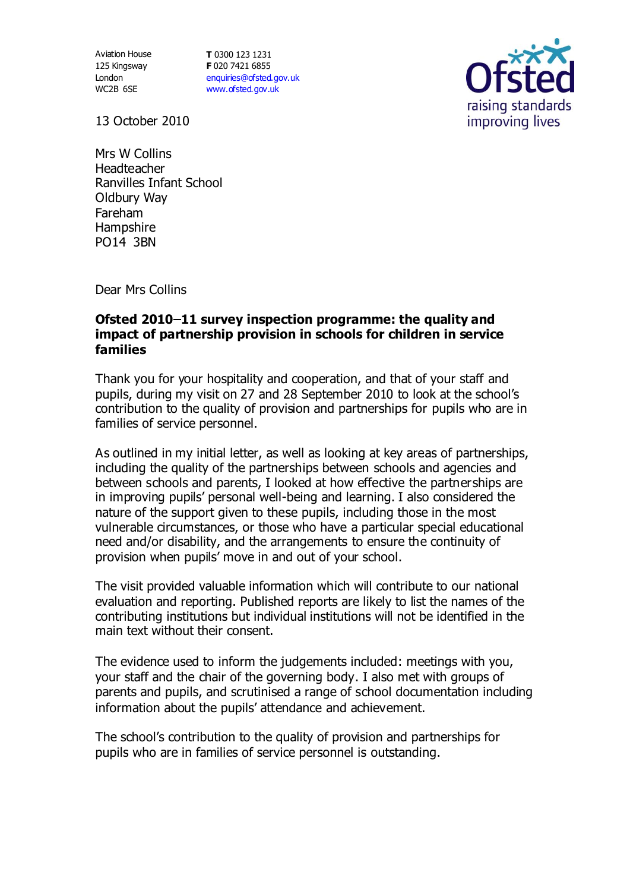Aviation House
125 Kingsway
London
WC2B 6SE

**T** 0300 123 1231
**F** 020 7421 6855
enquiries@ofsted.gov.uk
www.ofsted.gov.uk

Ofsted
raising standards
improving lives

13 October 2010

Mrs W Collins
Headteacher
Ranvilles Infant School
Oldbury Way
Fareham
Hampshire
PO14 3BN

Dear Mrs Collins

**Ofsted 2010–11 survey inspection programme: the quality and impact of partnership provision in schools for children in service families**

Thank you for your hospitality and cooperation, and that of your staff and pupils, during my visit on 27 and 28 September 2010 to look at the school's contribution to the quality of provision and partnerships for pupils who are in families of service personnel.

As outlined in my initial letter, as well as looking at key areas of partnerships, including the quality of the partnerships between schools and agencies and between schools and parents, I looked at how effective the partnerships are in improving pupils' personal well-being and learning. I also considered the nature of the support given to these pupils, including those in the most vulnerable circumstances, or those who have a particular special educational need and/or disability, and the arrangements to ensure the continuity of provision when pupils' move in and out of your school.

The visit provided valuable information which will contribute to our national evaluation and reporting. Published reports are likely to list the names of the contributing institutions but individual institutions will not be identified in the main text without their consent.

The evidence used to inform the judgements included: meetings with you, your staff and the chair of the governing body. I also met with groups of parents and pupils, and scrutinised a range of school documentation including information about the pupils' attendance and achievement.

The school's contribution to the quality of provision and partnerships for pupils who are in families of service personnel is outstanding.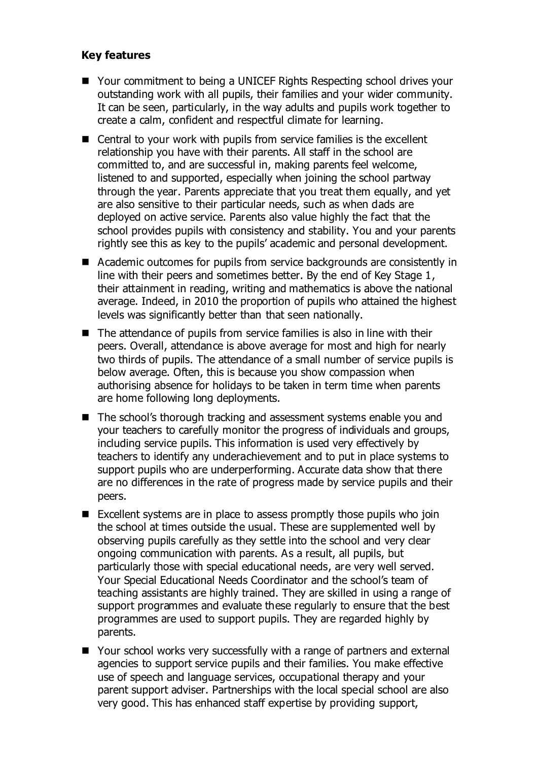**Key features**

- Your commitment to being a UNICEF Rights Respecting school drives your outstanding work with all pupils, their families and your wider community. It can be seen, particularly, in the way adults and pupils work together to create a calm, confident and respectful climate for learning.
- Central to your work with pupils from service families is the excellent relationship you have with their parents. All staff in the school are committed to, and are successful in, making parents feel welcome, listened to and supported, especially when joining the school partway through the year. Parents appreciate that you treat them equally, and yet are also sensitive to their particular needs, such as when dads are deployed on active service. Parents also value highly the fact that the school provides pupils with consistency and stability. You and your parents rightly see this as key to the pupils' academic and personal development.
- Academic outcomes for pupils from service backgrounds are consistently in line with their peers and sometimes better. By the end of Key Stage 1, their attainment in reading, writing and mathematics is above the national average. Indeed, in 2010 the proportion of pupils who attained the highest levels was significantly better than that seen nationally.
- The attendance of pupils from service families is also in line with their peers. Overall, attendance is above average for most and high for nearly two thirds of pupils. The attendance of a small number of service pupils is below average. Often, this is because you show compassion when authorising absence for holidays to be taken in term time when parents are home following long deployments.
- The school's thorough tracking and assessment systems enable you and your teachers to carefully monitor the progress of individuals and groups, including service pupils. This information is used very effectively by teachers to identify any underachievement and to put in place systems to support pupils who are underperforming. Accurate data show that there are no differences in the rate of progress made by service pupils and their peers.
- Excellent systems are in place to assess promptly those pupils who join the school at times outside the usual. These are supplemented well by observing pupils carefully as they settle into the school and very clear ongoing communication with parents. As a result, all pupils, but particularly those with special educational needs, are very well served. Your Special Educational Needs Coordinator and the school's team of teaching assistants are highly trained. They are skilled in using a range of support programmes and evaluate these regularly to ensure that the best programmes are used to support pupils. They are regarded highly by parents.
- Your school works very successfully with a range of partners and external agencies to support service pupils and their families. You make effective use of speech and language services, occupational therapy and your parent support adviser. Partnerships with the local special school are also very good. This has enhanced staff expertise by providing support,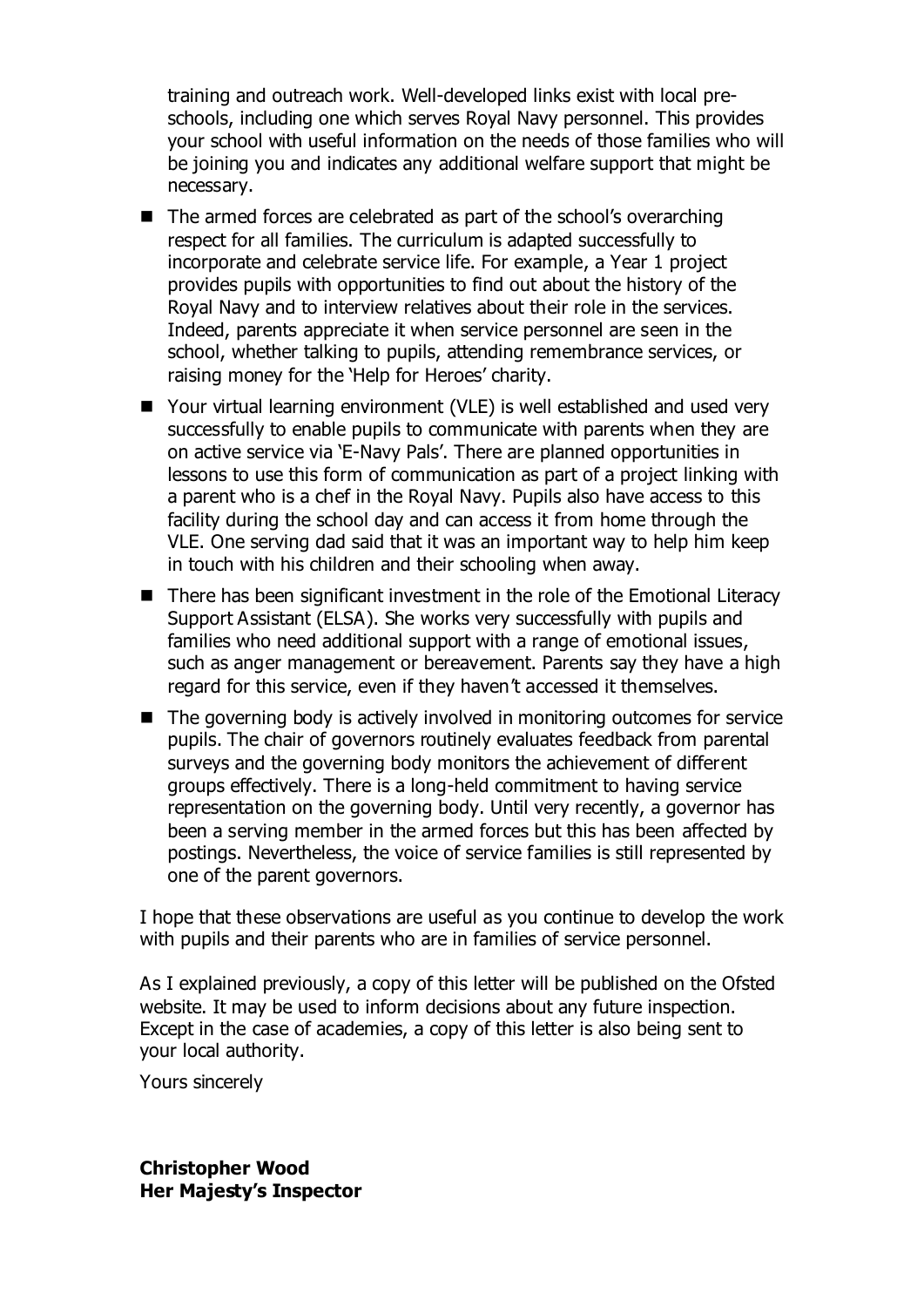training and outreach work. Well-developed links exist with local pre-schools, including one which serves Royal Navy personnel. This provides your school with useful information on the needs of those families who will be joining you and indicates any additional welfare support that might be necessary.

- The armed forces are celebrated as part of the school's overarching respect for all families. The curriculum is adapted successfully to incorporate and celebrate service life. For example, a Year 1 project provides pupils with opportunities to find out about the history of the Royal Navy and to interview relatives about their role in the services. Indeed, parents appreciate it when service personnel are seen in the school, whether talking to pupils, attending remembrance services, or raising money for the 'Help for Heroes' charity.
- Your virtual learning environment (VLE) is well established and used very successfully to enable pupils to communicate with parents when they are on active service via 'E-Navy Pals'. There are planned opportunities in lessons to use this form of communication as part of a project linking with a parent who is a chef in the Royal Navy. Pupils also have access to this facility during the school day and can access it from home through the VLE. One serving dad said that it was an important way to help him keep in touch with his children and their schooling when away.
- There has been significant investment in the role of the Emotional Literacy Support Assistant (ELSA). She works very successfully with pupils and families who need additional support with a range of emotional issues, such as anger management or bereavement. Parents say they have a high regard for this service, even if they haven't accessed it themselves.
- The governing body is actively involved in monitoring outcomes for service pupils. The chair of governors routinely evaluates feedback from parental surveys and the governing body monitors the achievement of different groups effectively. There is a long-held commitment to having service representation on the governing body. Until very recently, a governor has been a serving member in the armed forces but this has been affected by postings. Nevertheless, the voice of service families is still represented by one of the parent governors.

I hope that these observations are useful as you continue to develop the work with pupils and their parents who are in families of service personnel.

As I explained previously, a copy of this letter will be published on the Ofsted website. It may be used to inform decisions about any future inspection. Except in the case of academies, a copy of this letter is also being sent to your local authority.

Yours sincerely

**Christopher Wood**
**Her Majesty's Inspector**